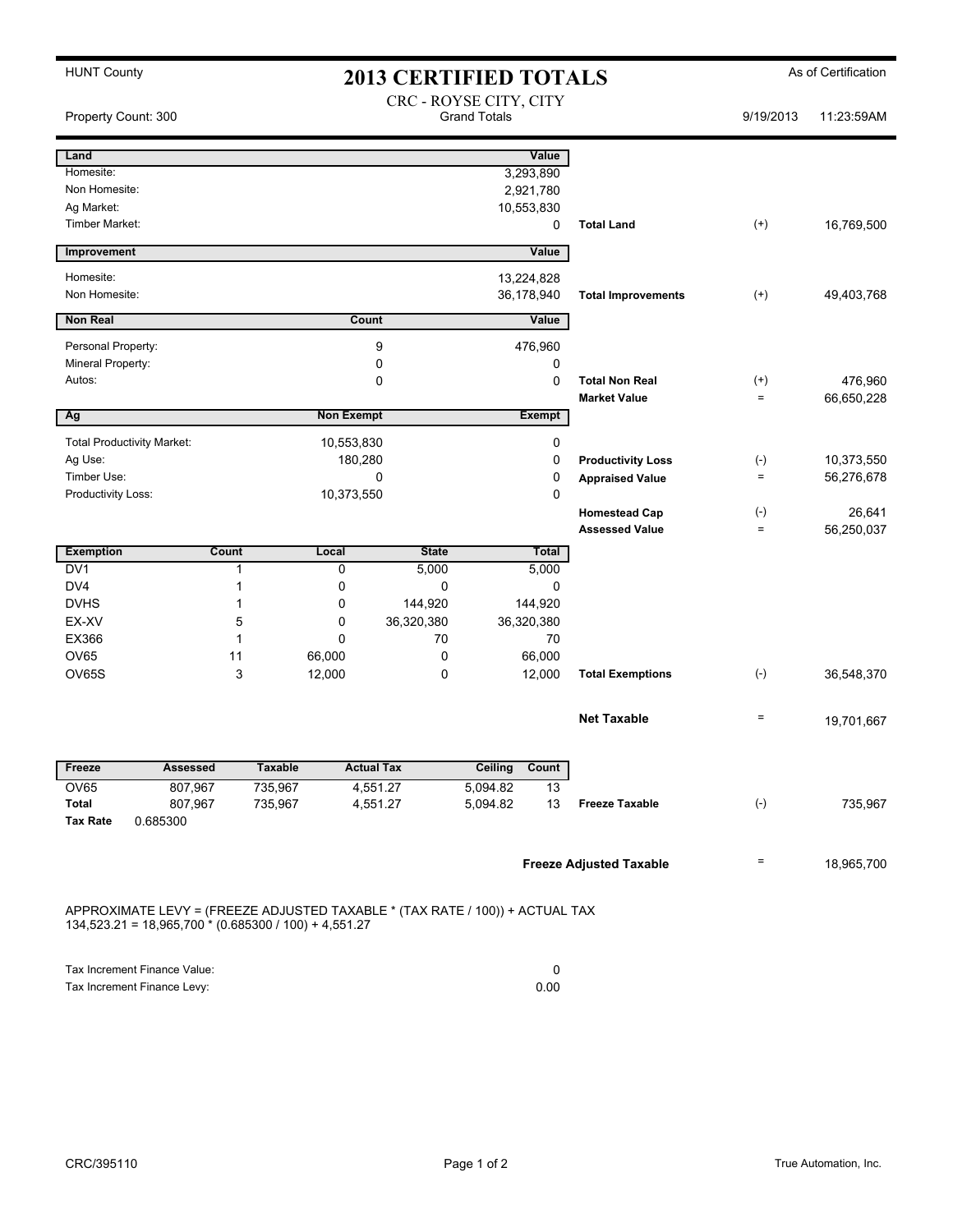HUNT County

# 2013 CERTIFIED TOTALS

As of Certification

CRC - ROYSE CITY, CITY
Grand Totals

Property Count: 300 | 9/19/2013 | 11:23:59AM

| Land | Value | | | |
|---|---|---|---|---|
| Homesite: | 3,293,890 | | | |
| Non Homesite: | 2,921,780 | | | |
| Ag Market: | 10,553,830 | | | |
| Timber Market: | 0 | Total Land | (+) | 16,769,500 |

| Improvement | Value | | | |
|---|---|---|---|---|
| Homesite: | 13,224,828 | | | |
| Non Homesite: | 36,178,940 | Total Improvements | (+) | 49,403,768 |

| Non Real | Count | Value | | | |
|---|---|---|---|---|---|
| Personal Property: | 9 | 476,960 | | | |
| Mineral Property: | 0 | 0 | | | |
| Autos: | 0 | 0 | Total Non Real | (+) | 476,960 |
| | | | Market Value | = | 66,650,228 |

| Ag | Non Exempt | Exempt | | | |
|---|---|---|---|---|---|
| Total Productivity Market: | 10,553,830 | 0 | | | |
| Ag Use: | 180,280 | 0 | Productivity Loss | (-) | 10,373,550 |
| Timber Use: | 0 | 0 | Appraised Value | = | 56,276,678 |
| Productivity Loss: | 10,373,550 | 0 | | | |
| | | | Homestead Cap | (-) | 26,641 |
| | | | Assessed Value | = | 56,250,037 |

| Exemption | Count | Local | State | Total | | | |
|---|---|---|---|---|---|---|---|
| DV1 | 1 | 0 | 5,000 | 5,000 | | | |
| DV4 | 1 | 0 | 0 | 0 | | | |
| DVHS | 1 | 0 | 144,920 | 144,920 | | | |
| EX-XV | 5 | 0 | 36,320,380 | 36,320,380 | | | |
| EX366 | 1 | 0 | 70 | 70 | | | |
| OV65 | 11 | 66,000 | 0 | 66,000 | | | |
| OV65S | 3 | 12,000 | 0 | 12,000 | Total Exemptions | (-) | 36,548,370 |

**Net Taxable** = 19,701,667

| Freeze | Assessed | Taxable | Actual Tax | Ceiling | Count | | | |
|---|---|---|---|---|---|---|---|---|
| OV65 | 807,967 | 735,967 | 4,551.27 | 5,094.82 | 13 | | | |
| Total | 807,967 | 735,967 | 4,551.27 | 5,094.82 | 13 | Freeze Taxable | (-) | 735,967 |
| Tax Rate | 0.685300 | | | | | | | |

**Freeze Adjusted Taxable** = 18,965,700

APPROXIMATE LEVY = (FREEZE ADJUSTED TAXABLE * (TAX RATE / 100)) + ACTUAL TAX
134,523.21 = 18,965,700 * (0.685300 / 100) + 4,551.27

| | |
|---|---|
| Tax Increment Finance Value: | 0 |
| Tax Increment Finance Levy: | 0.00 |

CRC/395110 | True Automation, Inc.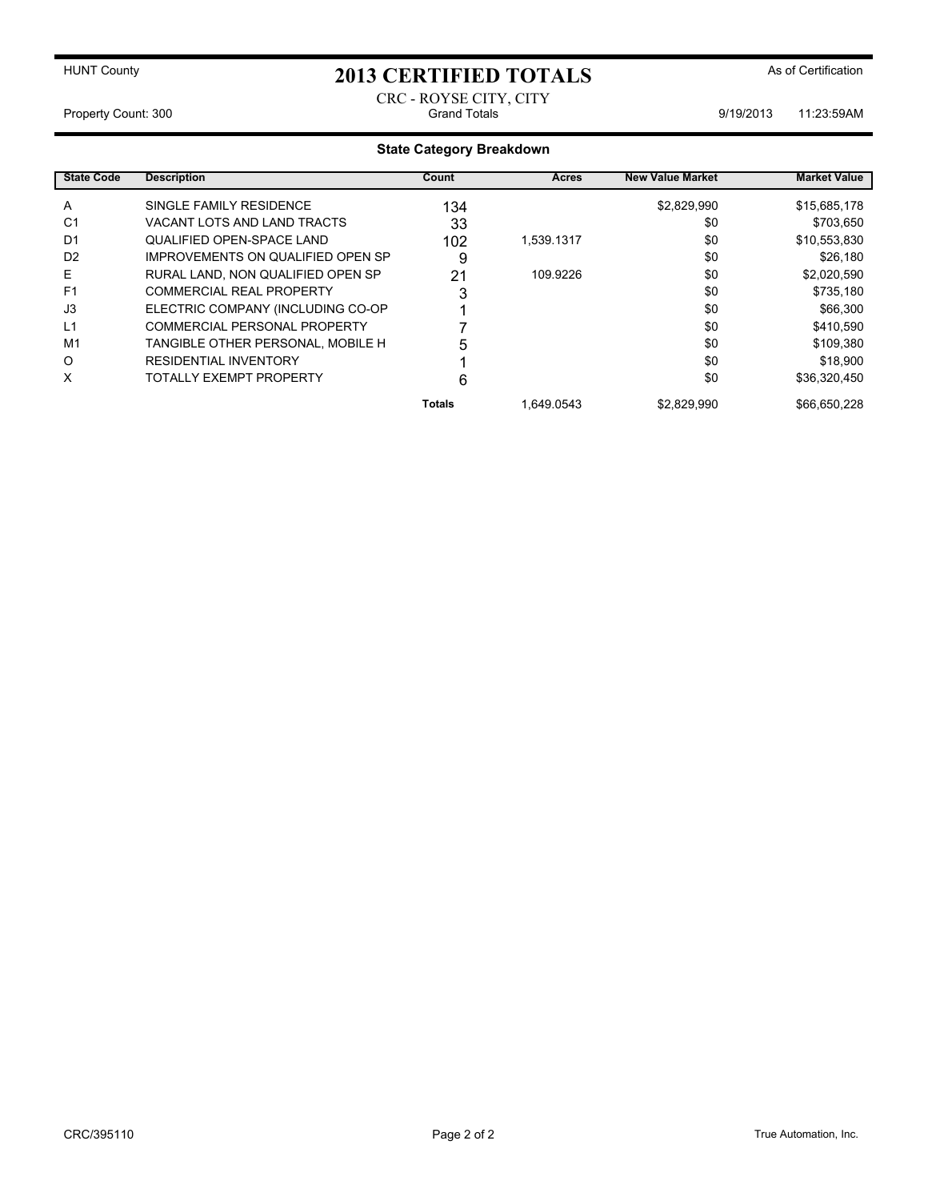HUNT County

# 2013 CERTIFIED TOTALS

As of Certification

CRC - ROYSE CITY, CITY

Property Count: 300 | Grand Totals | 9/19/2013 11:23:59AM

## State Category Breakdown

| State Code | Description | Count | Acres | New Value Market | Market Value |
|---|---|---|---|---|---|
| A | SINGLE FAMILY RESIDENCE | 134 | | $2,829,990 | $15,685,178 |
| C1 | VACANT LOTS AND LAND TRACTS | 33 | | $0 | $703,650 |
| D1 | QUALIFIED OPEN-SPACE LAND | 102 | 1,539.1317 | $0 | $10,553,830 |
| D2 | IMPROVEMENTS ON QUALIFIED OPEN SP | 9 | | $0 | $26,180 |
| E | RURAL LAND, NON QUALIFIED OPEN SP | 21 | 109.9226 | $0 | $2,020,590 |
| F1 | COMMERCIAL REAL PROPERTY | 3 | | $0 | $735,180 |
| J3 | ELECTRIC COMPANY (INCLUDING CO-OP | 1 | | $0 | $66,300 |
| L1 | COMMERCIAL PERSONAL PROPERTY | 7 | | $0 | $410,590 |
| M1 | TANGIBLE OTHER PERSONAL, MOBILE H | 5 | | $0 | $109,380 |
| O | RESIDENTIAL INVENTORY | 1 | | $0 | $18,900 |
| X | TOTALLY EXEMPT PROPERTY | 6 | | $0 | $36,320,450 |
| | | **Totals** | 1,649.0543 | $2,829,990 | $66,650,228 |

CRC/395110

True Automation, Inc.